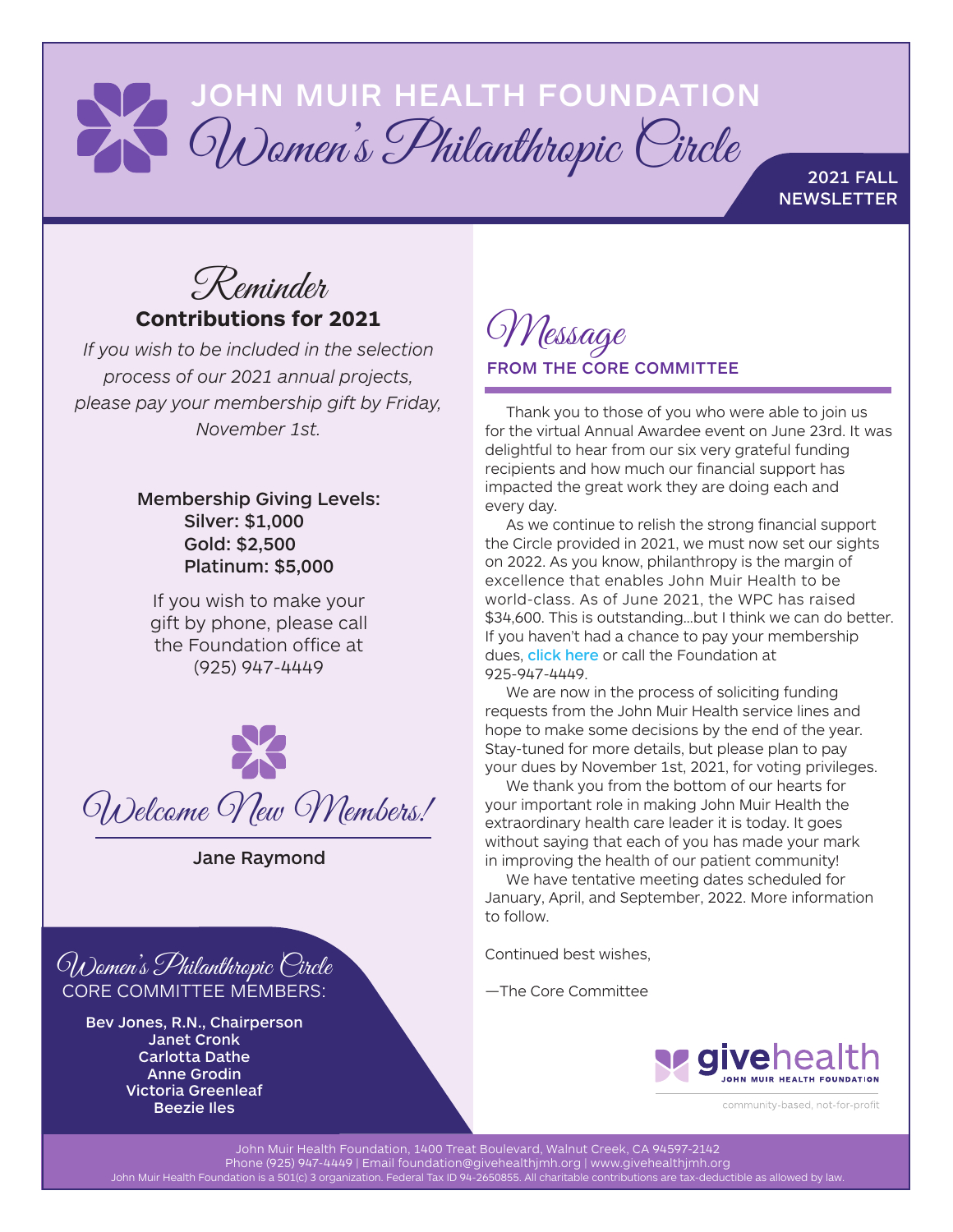# JOHN MUIR HEALTH FOUNDATION
# Women's Philanthropic Circle

**2021 FALL NEWSLETTER**

## Reminder
### Contributions for 2021

*If you wish to be included in the selection process of our 2021 annual projects, please pay your membership gift by Friday, November 1st.*

**Membership Giving Levels:**
**Silver: $1,000**
**Gold: $2,500**
**Platinum: $5,000**

If you wish to make your gift by phone, please call the Foundation office at (925) 947-4449

## Welcome New Members!

**Jane Raymond**

## Women's Philanthropic Circle
### CORE COMMITTEE MEMBERS:

**Bev Jones, R.N., Chairperson**
**Janet Cronk**
**Carlotta Dathe**
**Anne Grodin**
**Victoria Greenleaf**
**Beezie Iles**

## Message
### FROM THE CORE COMMITTEE

Thank you to those of you who were able to join us for the virtual Annual Awardee event on June 23rd. It was delightful to hear from our six very grateful funding recipients and how much our financial support has impacted the great work they are doing each and every day.

As we continue to relish the strong financial support the Circle provided in 2021, we must now set our sights on 2022. As you know, philanthropy is the margin of excellence that enables John Muir Health to be world-class. As of June 2021, the WPC has raised $34,600. This is outstanding...but I think we can do better. If you haven't had a chance to pay your membership dues, click here or call the Foundation at 925-947-4449.

We are now in the process of soliciting funding requests from the John Muir Health service lines and hope to make some decisions by the end of the year. Stay-tuned for more details, but please plan to pay your dues by November 1st, 2021, for voting privileges.

We thank you from the bottom of our hearts for your important role in making John Muir Health the extraordinary health care leader it is today. It goes without saying that each of you has made your mark in improving the health of our patient community!

We have tentative meeting dates scheduled for January, April, and September, 2022. More information to follow.

Continued best wishes,

—The Core Committee

**givehealth** JOHN MUIR HEALTH FOUNDATION
community-based, not-for-profit

John Muir Health Foundation, 1400 Treat Boulevard, Walnut Creek, CA 94597-2142
Phone (925) 947-4449 | Email foundation@givehealthjmh.org | www.givehealthjmh.org
John Muir Health Foundation is a 501(c) 3 organization. Federal Tax ID 94-2650855. All charitable contributions are tax-deductible as allowed by law.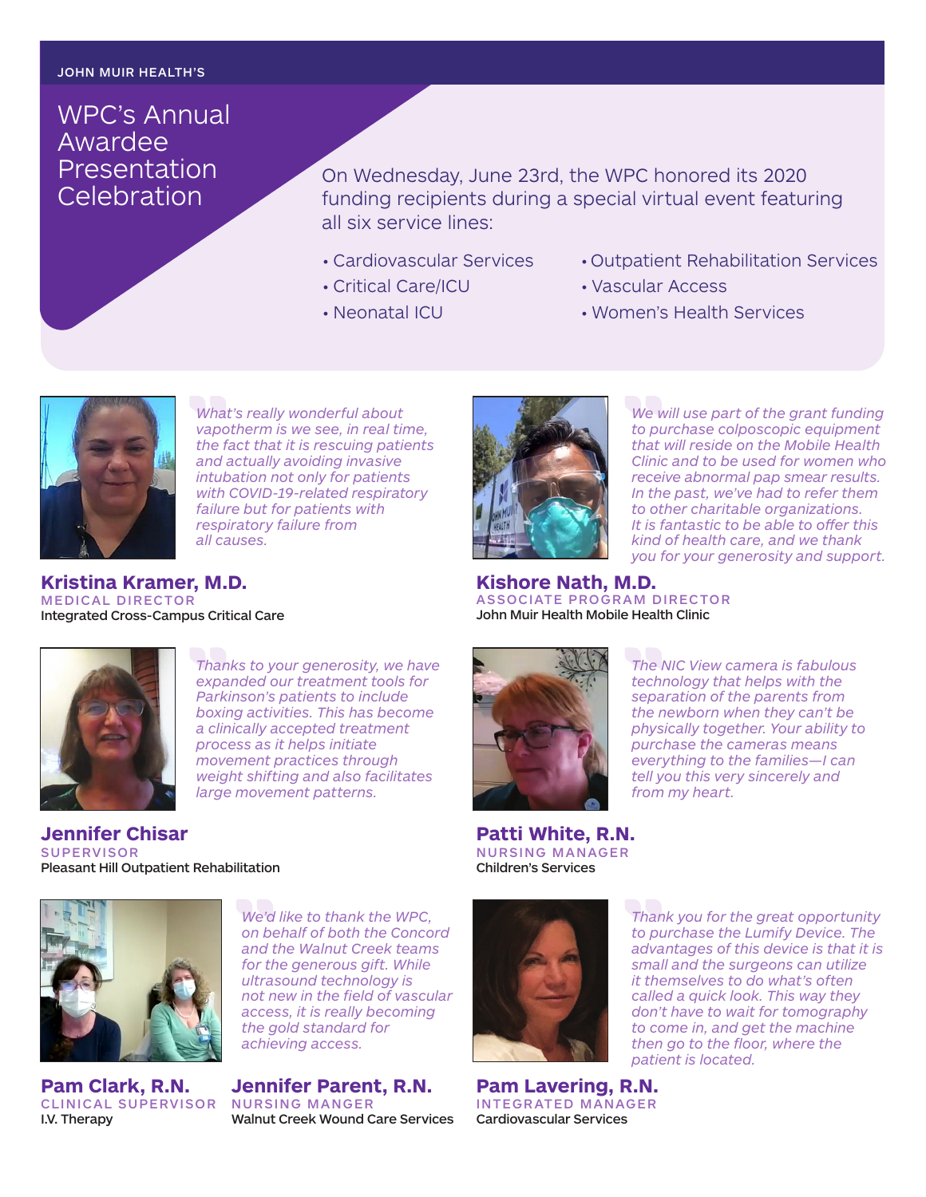JOHN MUIR HEALTH'S

# WPC's Annual Awardee Presentation Celebration

On Wednesday, June 23rd, the WPC honored its 2020 funding recipients during a special virtual event featuring all six service lines:

- Cardiovascular Services
- Critical Care/ICU
- Neonatal ICU
- Outpatient Rehabilitation Services
- Vascular Access
- Women's Health Services

*What's really wonderful about vapotherm is we see, in real time, the fact that it is rescuing patients and actually avoiding invasive intubation not only for patients with COVID-19-related respiratory failure but for patients with respiratory failure from all causes.*

**Kristina Kramer, M.D.**
MEDICAL DIRECTOR
Integrated Cross-Campus Critical Care

*We will use part of the grant funding to purchase colposcopic equipment that will reside on the Mobile Health Clinic and to be used for women who receive abnormal pap smear results. In the past, we've had to refer them to other charitable organizations. It is fantastic to be able to offer this kind of health care, and we thank you for your generosity and support.*

**Kishore Nath, M.D.**
ASSOCIATE PROGRAM DIRECTOR
John Muir Health Mobile Health Clinic

*Thanks to your generosity, we have expanded our treatment tools for Parkinson's patients to include boxing activities. This has become a clinically accepted treatment process as it helps initiate movement practices through weight shifting and also facilitates large movement patterns.*

**Jennifer Chisar**
SUPERVISOR
Pleasant Hill Outpatient Rehabilitation

*The NIC View camera is fabulous technology that helps with the separation of the parents from the newborn when they can't be physically together. Your ability to purchase the cameras means everything to the families—I can tell you this very sincerely and from my heart.*

**Patti White, R.N.**
NURSING MANAGER
Children's Services

*We'd like to thank the WPC, on behalf of both the Concord and the Walnut Creek teams for the generous gift. While ultrasound technology is not new in the field of vascular access, it is really becoming the gold standard for achieving access.*

**Pam Clark, R.N.**
CLINICAL SUPERVISOR
I.V. Therapy

**Jennifer Parent, R.N.**
NURSING MANGER
Walnut Creek Wound Care Services

*Thank you for the great opportunity to purchase the Lumify Device. The advantages of this device is that it is small and the surgeons can utilize it themselves to do what's often called a quick look. This way they don't have to wait for tomography to come in, and get the machine then go to the floor, where the patient is located.*

**Pam Lavering, R.N.**
INTEGRATED MANAGER
Cardiovascular Services